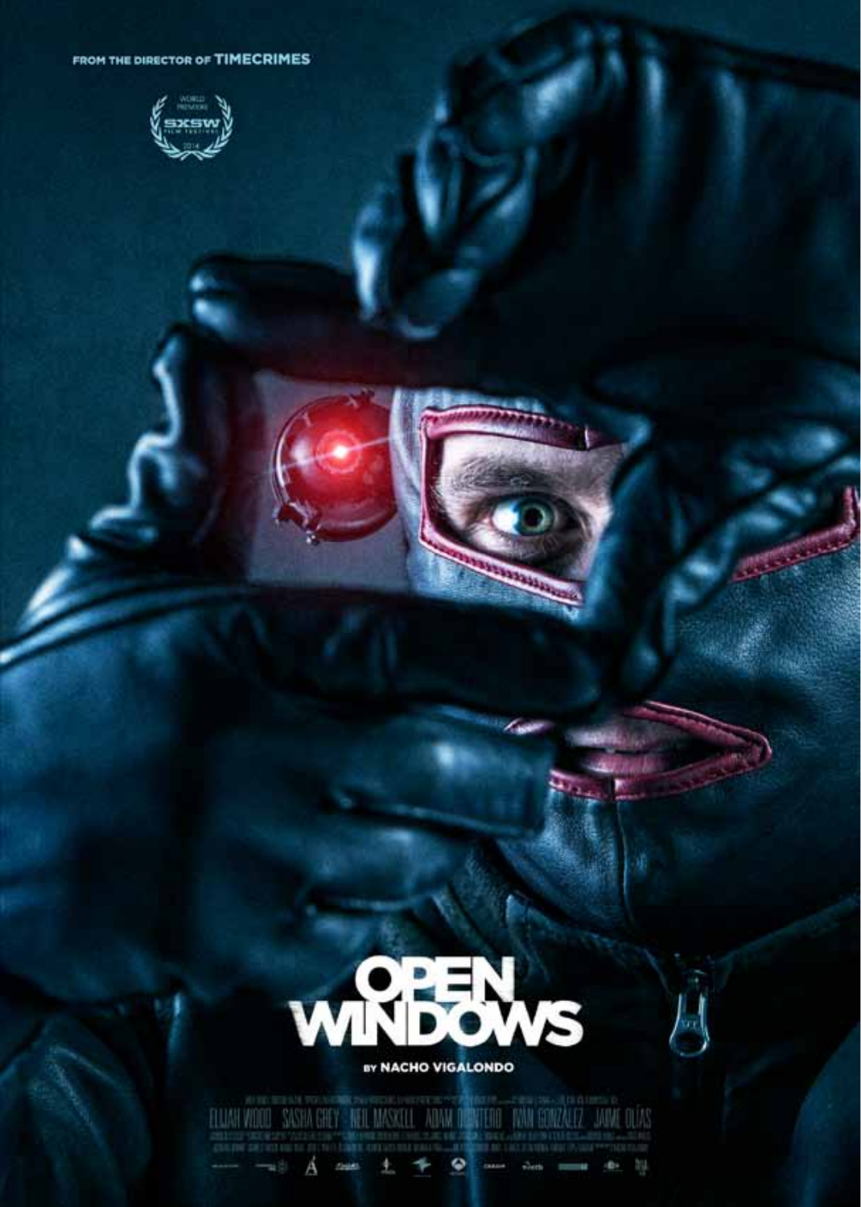FROM THE DIRECTOR OF TIMECRIMES

WORLD PREMIERE SXSW FILM FESTIVAL 2014

# OPEN WINDOWS

BY NACHO VIGALONDO

ELIJAH WOOD SASHA GREY NEIL MASKELL ADAM QUINTERO IVÁN GONZÁLEZ JAIME OLÍAS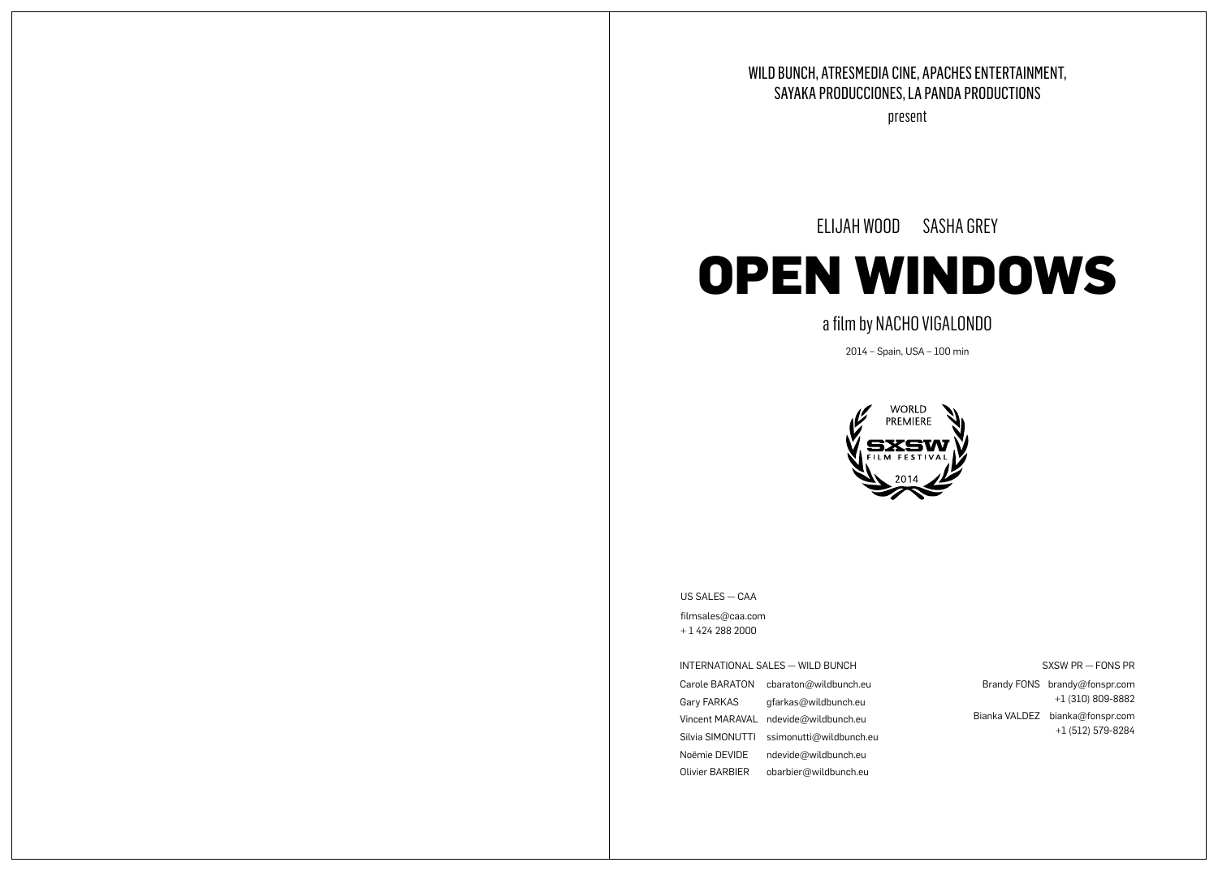WILD BUNCH, ATRESMEDIA CINE, APACHES ENTERTAINMENT, SAYAKA PRODUCCIONES, LA PANDA PRODUCTIONS

present

ELIJAH WOOD SASHA GREY

# OPEN WINDOWS

a film by NACHO VIGALONDO

2014 – Spain, USA – 100 min

WORLD PREMIERE
SXSW FILM FESTIVAL
2014

US SALES — CAA

filmsales@caa.com
+ 1 424 288 2000

INTERNATIONAL SALES — WILD BUNCH

Carole BARATON cbaraton@wildbunch.eu
Gary FARKAS gfarkas@wildbunch.eu
Vincent MARAVAL ndevide@wildbunch.eu
Silvia SIMONUTTI ssimonutti@wildbunch.eu
Noëmie DEVIDE ndevide@wildbunch.eu
Olivier BARBIER obarbier@wildbunch.eu

SXSW PR — FONS PR

Brandy FONS brandy@fonspr.com
+1 (310) 809-8882
Bianka VALDEZ bianka@fonspr.com
+1 (512) 579-8284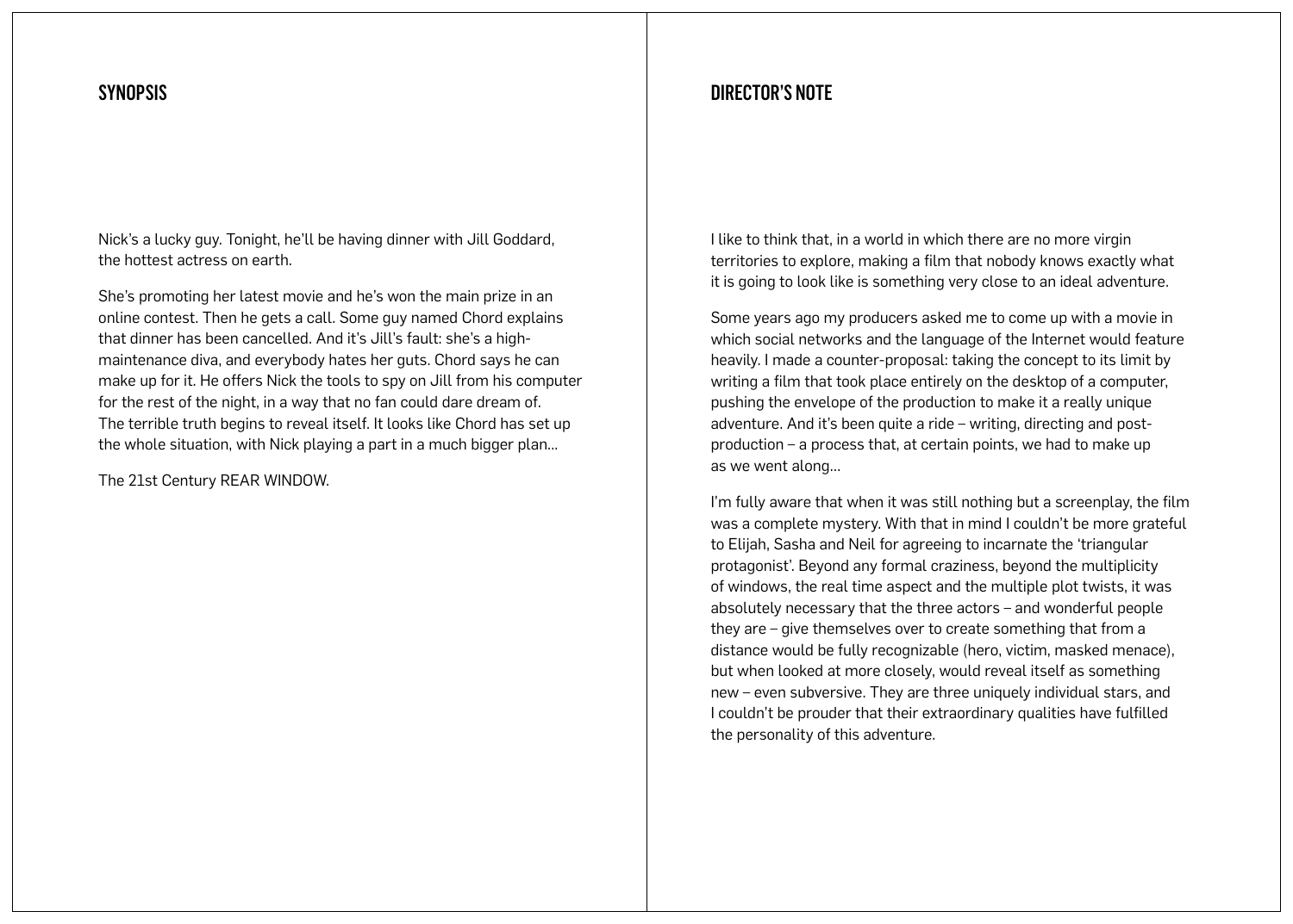## SYNOPSIS

Nick's a lucky guy. Tonight, he'll be having dinner with Jill Goddard, the hottest actress on earth.

She's promoting her latest movie and he's won the main prize in an online contest. Then he gets a call. Some guy named Chord explains that dinner has been cancelled. And it's Jill's fault: she's a high-maintenance diva, and everybody hates her guts. Chord says he can make up for it. He offers Nick the tools to spy on Jill from his computer for the rest of the night, in a way that no fan could dare dream of. The terrible truth begins to reveal itself. It looks like Chord has set up the whole situation, with Nick playing a part in a much bigger plan...

The 21st Century REAR WINDOW.

## DIRECTOR'S NOTE

I like to think that, in a world in which there are no more virgin territories to explore, making a film that nobody knows exactly what it is going to look like is something very close to an ideal adventure.

Some years ago my producers asked me to come up with a movie in which social networks and the language of the Internet would feature heavily. I made a counter-proposal: taking the concept to its limit by writing a film that took place entirely on the desktop of a computer, pushing the envelope of the production to make it a really unique adventure. And it's been quite a ride – writing, directing and post-production – a process that, at certain points, we had to make up as we went along...

I'm fully aware that when it was still nothing but a screenplay, the film was a complete mystery. With that in mind I couldn't be more grateful to Elijah, Sasha and Neil for agreeing to incarnate the 'triangular protagonist'. Beyond any formal craziness, beyond the multiplicity of windows, the real time aspect and the multiple plot twists, it was absolutely necessary that the three actors – and wonderful people they are – give themselves over to create something that from a distance would be fully recognizable (hero, victim, masked menace), but when looked at more closely, would reveal itself as something new – even subversive. They are three uniquely individual stars, and I couldn't be prouder that their extraordinary qualities have fulfilled the personality of this adventure.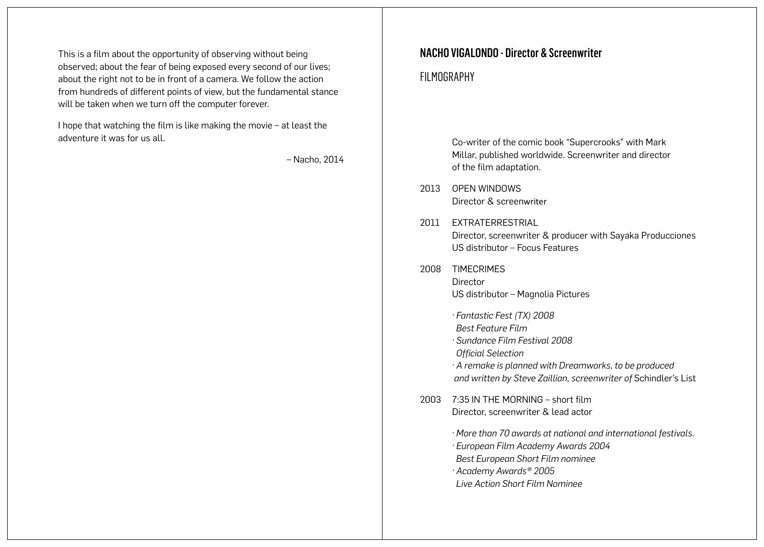This is a film about the opportunity of observing without being observed; about the fear of being exposed every second of our lives; about the right not to be in front of a camera. We follow the action from hundreds of different points of view, but the fundamental stance will be taken when we turn off the computer forever.

I hope that watching the film is like making the movie – at least the adventure it was for us all.

– Nacho, 2014

## NACHO VIGALONDO - Director & Screenwriter

### FILMOGRAPHY

Co-writer of the comic book "Supercrooks" with Mark Millar, published worldwide. Screenwriter and director of the film adaptation.

2013 OPEN WINDOWS
Director & screenwriter

2011 EXTRATERRESTRIAL
Director, screenwriter & producer with Sayaka Producciones
US distributor – Focus Features

2008 TIMECRIMES
Director
US distributor – Magnolia Pictures

- *Fantastic Fest (TX) 2008*
  *Best Feature Film*
- *Sundance Film Festival 2008*
  *Official Selection*
- *A remake is planned with Dreamworks, to be produced and written by Steve Zaillian, screenwriter of* Schindler's List

2003 7:35 IN THE MORNING – short film
Director, screenwriter & lead actor

- *More than 70 awards at national and international festivals.*
- *European Film Academy Awards 2004*
  *Best European Short Film nominee*
- *Academy Awards® 2005*
  *Live Action Short Film Nominee*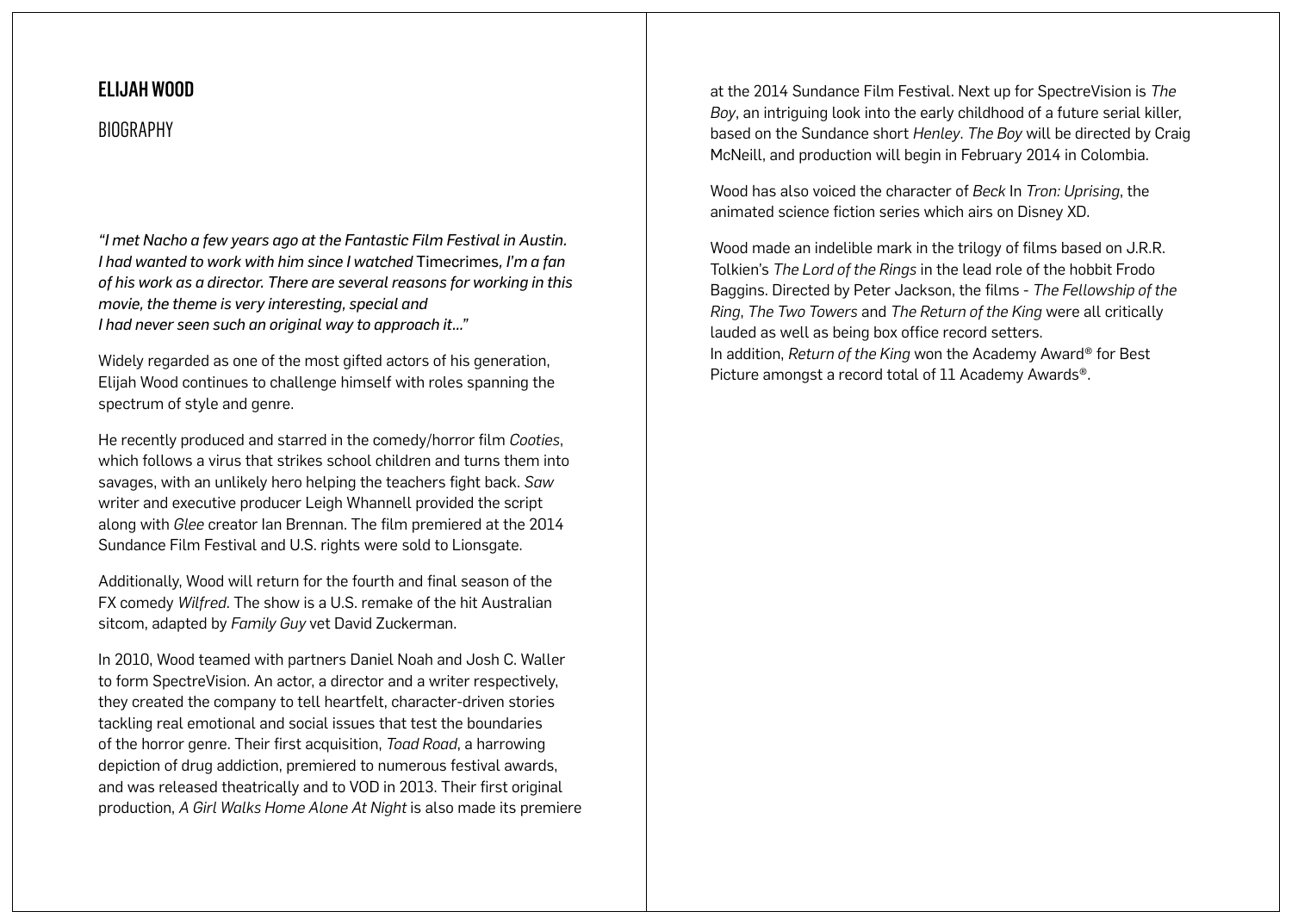# ELIJAH WOOD

## BIOGRAPHY

*"I met Nacho a few years ago at the Fantastic Film Festival in Austin. I had wanted to work with him since I watched* Timecrimes*, I'm a fan of his work as a director. There are several reasons for working in this movie, the theme is very interesting, special and I had never seen such an original way to approach it..."*

Widely regarded as one of the most gifted actors of his generation, Elijah Wood continues to challenge himself with roles spanning the spectrum of style and genre.

He recently produced and starred in the comedy/horror film *Cooties*, which follows a virus that strikes school children and turns them into savages, with an unlikely hero helping the teachers fight back. *Saw* writer and executive producer Leigh Whannell provided the script along with *Glee* creator Ian Brennan. The film premiered at the 2014 Sundance Film Festival and U.S. rights were sold to Lionsgate.

Additionally, Wood will return for the fourth and final season of the FX comedy *Wilfred*. The show is a U.S. remake of the hit Australian sitcom, adapted by *Family Guy* vet David Zuckerman.

In 2010, Wood teamed with partners Daniel Noah and Josh C. Waller to form SpectreVision. An actor, a director and a writer respectively, they created the company to tell heartfelt, character-driven stories tackling real emotional and social issues that test the boundaries of the horror genre. Their first acquisition, *Toad Road*, a harrowing depiction of drug addiction, premiered to numerous festival awards, and was released theatrically and to VOD in 2013. Their first original production, *A Girl Walks Home Alone At Night* is also made its premiere at the 2014 Sundance Film Festival. Next up for SpectreVision is *The Boy*, an intriguing look into the early childhood of a future serial killer, based on the Sundance short *Henley*. *The Boy* will be directed by Craig McNeill, and production will begin in February 2014 in Colombia.

Wood has also voiced the character of *Beck* In *Tron: Uprising*, the animated science fiction series which airs on Disney XD.

Wood made an indelible mark in the trilogy of films based on J.R.R. Tolkien's *The Lord of the Rings* in the lead role of the hobbit Frodo Baggins. Directed by Peter Jackson, the films - *The Fellowship of the Ring*, *The Two Towers* and *The Return of the King* were all critically lauded as well as being box office record setters.
In addition, *Return of the King* won the Academy Award® for Best Picture amongst a record total of 11 Academy Awards®.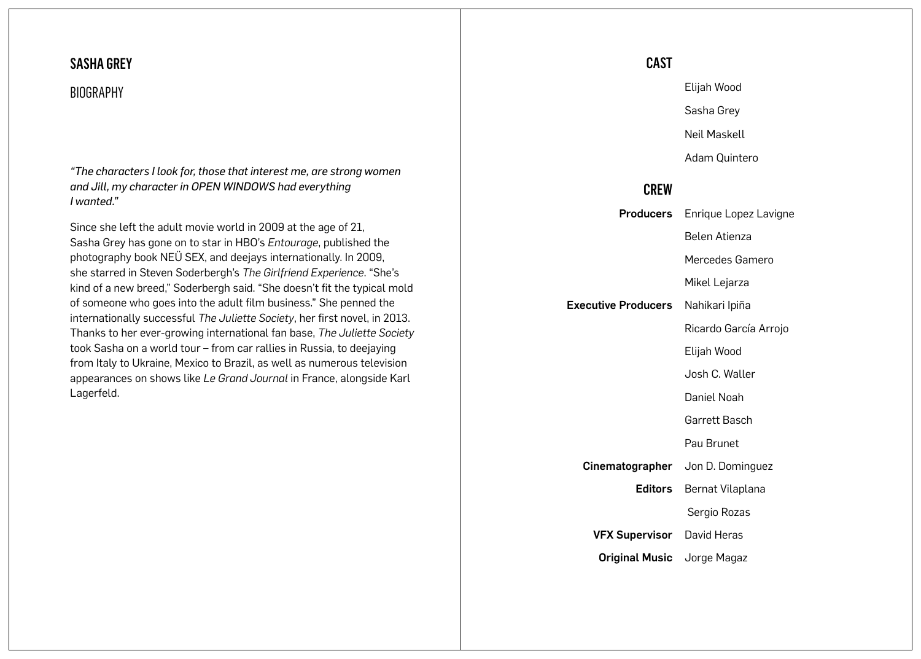## SASHA GREY

### BIOGRAPHY

*"The characters I look for, those that interest me, are strong women and Jill, my character in OPEN WINDOWS had everything I wanted."*

Since she left the adult movie world in 2009 at the age of 21, Sasha Grey has gone on to star in HBO's *Entourage*, published the photography book NEÜ SEX, and deejays internationally. In 2009, she starred in Steven Soderbergh's *The Girlfriend Experience*. "She's kind of a new breed," Soderbergh said. "She doesn't fit the typical mold of someone who goes into the adult film business." She penned the internationally successful *The Juliette Society*, her first novel, in 2013. Thanks to her ever-growing international fan base, *The Juliette Society* took Sasha on a world tour – from car rallies in Russia, to deejaying from Italy to Ukraine, Mexico to Brazil, as well as numerous television appearances on shows like *Le Grand Journal* in France, alongside Karl Lagerfeld.

## CAST

Elijah Wood
Sasha Grey
Neil Maskell
Adam Quintero

## CREW

| | |
|---|---|
| **Producers** | Enrique Lopez Lavigne |
| | Belen Atienza |
| | Mercedes Gamero |
| | Mikel Lejarza |
| **Executive Producers** | Nahikari Ipiña |
| | Ricardo García Arrojo |
| | Elijah Wood |
| | Josh C. Waller |
| | Daniel Noah |
| | Garrett Basch |
| | Pau Brunet |
| **Cinematographer** | Jon D. Dominguez |
| **Editors** | Bernat Vilaplana |
| | Sergio Rozas |
| **VFX Supervisor** | David Heras |
| **Original Music** | Jorge Magaz |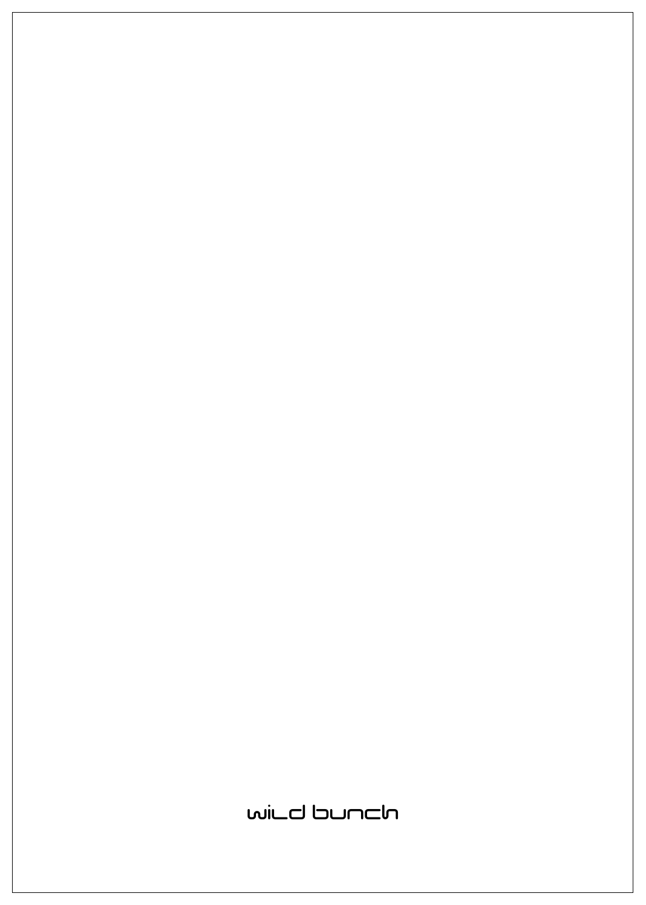wild bunch